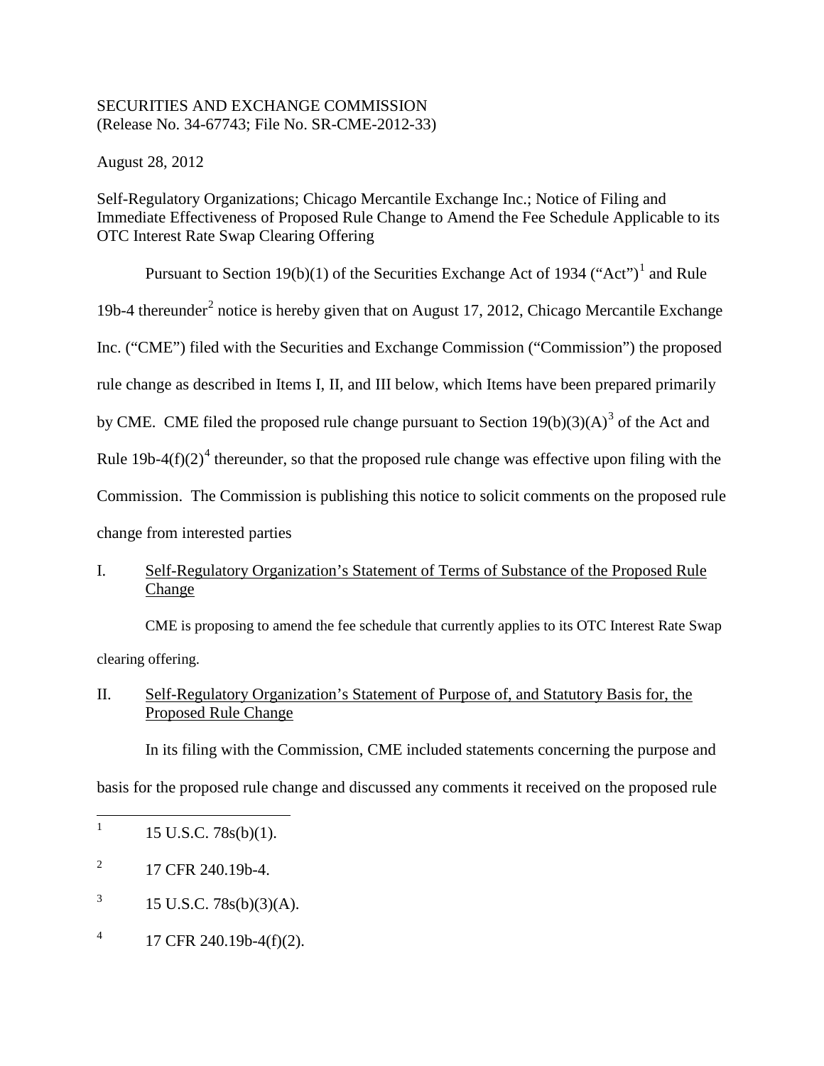SECURITIES AND EXCHANGE COMMISSION
(Release No. 34-67743; File No. SR-CME-2012-33)

August 28, 2012

Self-Regulatory Organizations; Chicago Mercantile Exchange Inc.; Notice of Filing and Immediate Effectiveness of Proposed Rule Change to Amend the Fee Schedule Applicable to its OTC Interest Rate Swap Clearing Offering

Pursuant to Section 19(b)(1) of the Securities Exchange Act of 1934 ("Act")[1] and Rule 19b-4 thereunder[2] notice is hereby given that on August 17, 2012, Chicago Mercantile Exchange Inc. ("CME") filed with the Securities and Exchange Commission ("Commission") the proposed rule change as described in Items I, II, and III below, which Items have been prepared primarily by CME. CME filed the proposed rule change pursuant to Section 19(b)(3)(A)[3] of the Act and Rule 19b-4(f)(2)[4] thereunder, so that the proposed rule change was effective upon filing with the Commission. The Commission is publishing this notice to solicit comments on the proposed rule change from interested parties

## I. Self-Regulatory Organization's Statement of Terms of Substance of the Proposed Rule Change

CME is proposing to amend the fee schedule that currently applies to its OTC Interest Rate Swap clearing offering.

## II. Self-Regulatory Organization's Statement of Purpose of, and Statutory Basis for, the Proposed Rule Change

In its filing with the Commission, CME included statements concerning the purpose and basis for the proposed rule change and discussed any comments it received on the proposed rule

---

[1] 15 U.S.C. 78s(b)(1).

[2] 17 CFR 240.19b-4.

[3] 15 U.S.C. 78s(b)(3)(A).

[4] 17 CFR 240.19b-4(f)(2).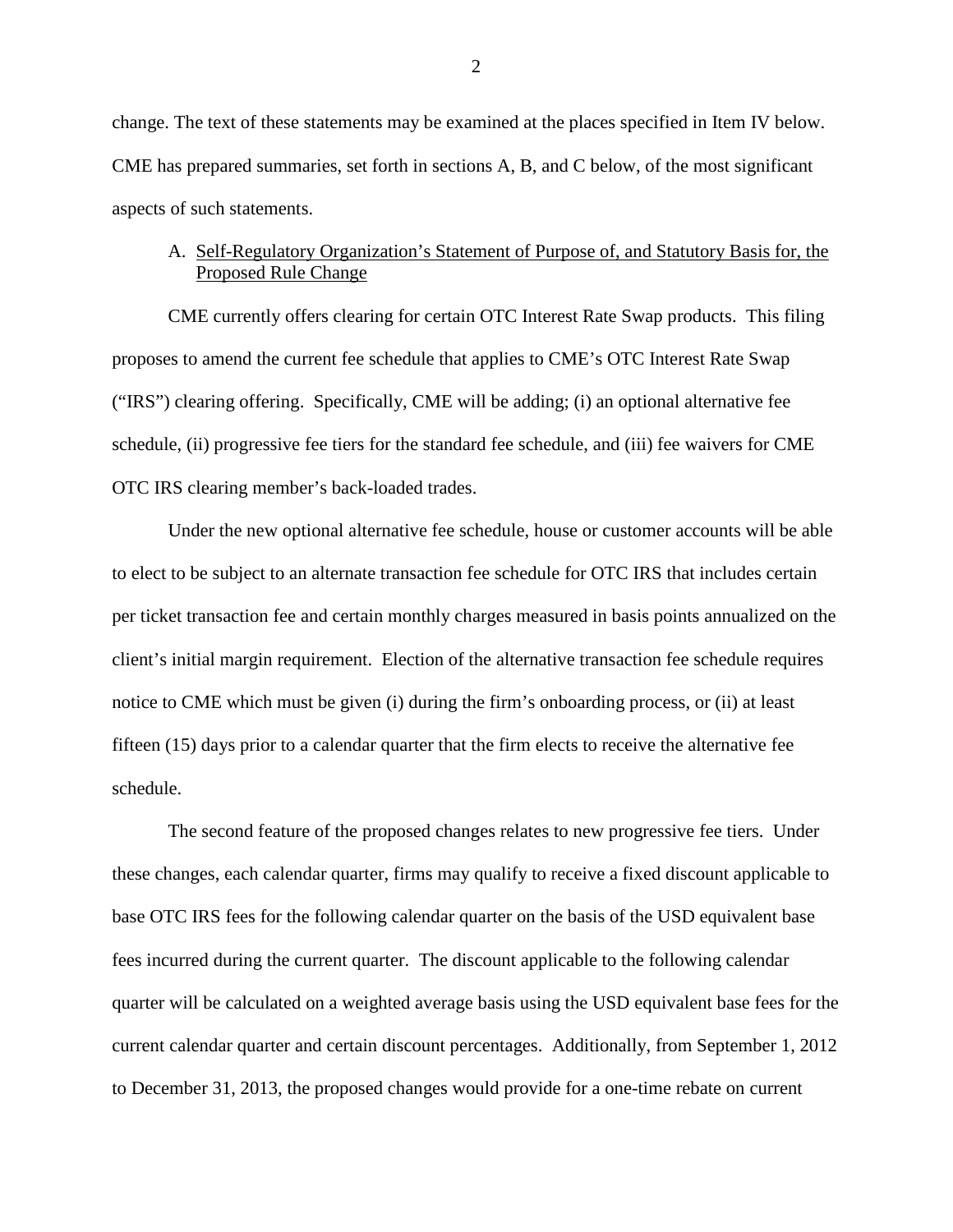change. The text of these statements may be examined at the places specified in Item IV below. CME has prepared summaries, set forth in sections A, B, and C below, of the most significant aspects of such statements.

A. Self-Regulatory Organization's Statement of Purpose of, and Statutory Basis for, the Proposed Rule Change

CME currently offers clearing for certain OTC Interest Rate Swap products. This filing proposes to amend the current fee schedule that applies to CME's OTC Interest Rate Swap ("IRS") clearing offering. Specifically, CME will be adding; (i) an optional alternative fee schedule, (ii) progressive fee tiers for the standard fee schedule, and (iii) fee waivers for CME OTC IRS clearing member's back-loaded trades.

Under the new optional alternative fee schedule, house or customer accounts will be able to elect to be subject to an alternate transaction fee schedule for OTC IRS that includes certain per ticket transaction fee and certain monthly charges measured in basis points annualized on the client's initial margin requirement. Election of the alternative transaction fee schedule requires notice to CME which must be given (i) during the firm's onboarding process, or (ii) at least fifteen (15) days prior to a calendar quarter that the firm elects to receive the alternative fee schedule.

The second feature of the proposed changes relates to new progressive fee tiers. Under these changes, each calendar quarter, firms may qualify to receive a fixed discount applicable to base OTC IRS fees for the following calendar quarter on the basis of the USD equivalent base fees incurred during the current quarter. The discount applicable to the following calendar quarter will be calculated on a weighted average basis using the USD equivalent base fees for the current calendar quarter and certain discount percentages. Additionally, from September 1, 2012 to December 31, 2013, the proposed changes would provide for a one-time rebate on current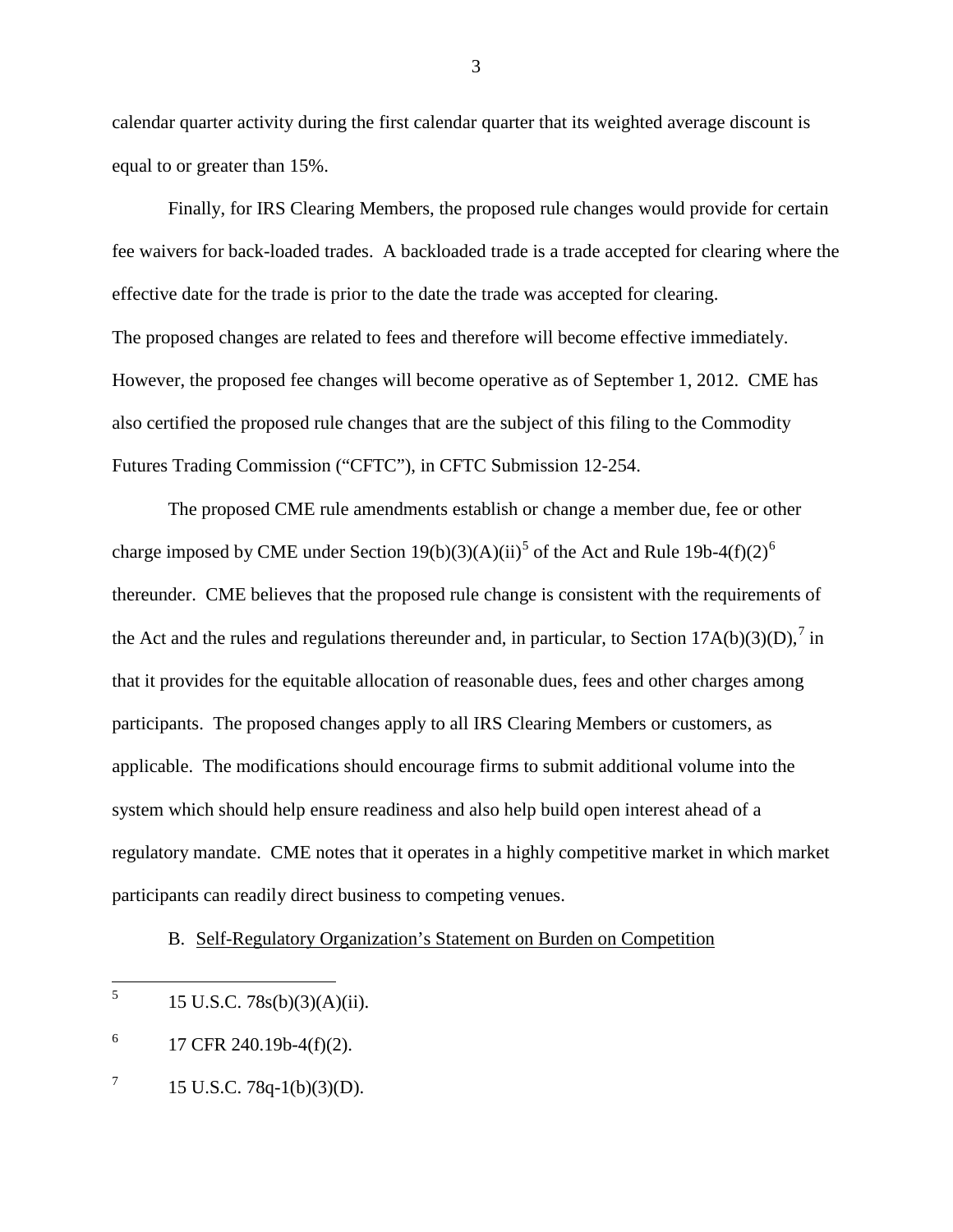calendar quarter activity during the first calendar quarter that its weighted average discount is equal to or greater than 15%.

Finally, for IRS Clearing Members, the proposed rule changes would provide for certain fee waivers for back-loaded trades. A backloaded trade is a trade accepted for clearing where the effective date for the trade is prior to the date the trade was accepted for clearing.
The proposed changes are related to fees and therefore will become effective immediately. However, the proposed fee changes will become operative as of September 1, 2012. CME has also certified the proposed rule changes that are the subject of this filing to the Commodity Futures Trading Commission ("CFTC"), in CFTC Submission 12-254.

The proposed CME rule amendments establish or change a member due, fee or other charge imposed by CME under Section 19(b)(3)(A)(ii)[5] of the Act and Rule 19b-4(f)(2)[6] thereunder. CME believes that the proposed rule change is consistent with the requirements of the Act and the rules and regulations thereunder and, in particular, to Section 17A(b)(3)(D),[7] in that it provides for the equitable allocation of reasonable dues, fees and other charges among participants. The proposed changes apply to all IRS Clearing Members or customers, as applicable. The modifications should encourage firms to submit additional volume into the system which should help ensure readiness and also help build open interest ahead of a regulatory mandate. CME notes that it operates in a highly competitive market in which market participants can readily direct business to competing venues.

B. Self-Regulatory Organization's Statement on Burden on Competition

---

[5] 15 U.S.C. 78s(b)(3)(A)(ii).

[6] 17 CFR 240.19b-4(f)(2).

[7] 15 U.S.C. 78q-1(b)(3)(D).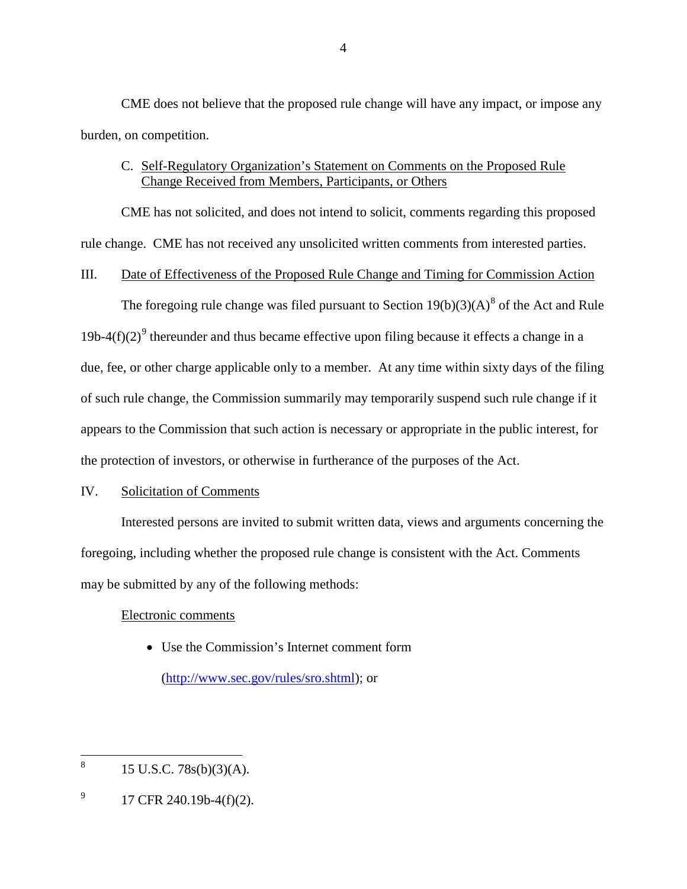CME does not believe that the proposed rule change will have any impact, or impose any burden, on competition.

C. Self-Regulatory Organization's Statement on Comments on the Proposed Rule Change Received from Members, Participants, or Others

CME has not solicited, and does not intend to solicit, comments regarding this proposed rule change. CME has not received any unsolicited written comments from interested parties.

## III. Date of Effectiveness of the Proposed Rule Change and Timing for Commission Action

The foregoing rule change was filed pursuant to Section 19(b)(3)(A)[8] of the Act and Rule 19b-4(f)(2)[9] thereunder and thus became effective upon filing because it effects a change in a due, fee, or other charge applicable only to a member. At any time within sixty days of the filing of such rule change, the Commission summarily may temporarily suspend such rule change if it appears to the Commission that such action is necessary or appropriate in the public interest, for the protection of investors, or otherwise in furtherance of the purposes of the Act.

## IV. Solicitation of Comments

Interested persons are invited to submit written data, views and arguments concerning the foregoing, including whether the proposed rule change is consistent with the Act. Comments may be submitted by any of the following methods:

Electronic comments

- Use the Commission's Internet comment form (http://www.sec.gov/rules/sro.shtml); or

---

[8] 15 U.S.C. 78s(b)(3)(A).

[9] 17 CFR 240.19b-4(f)(2).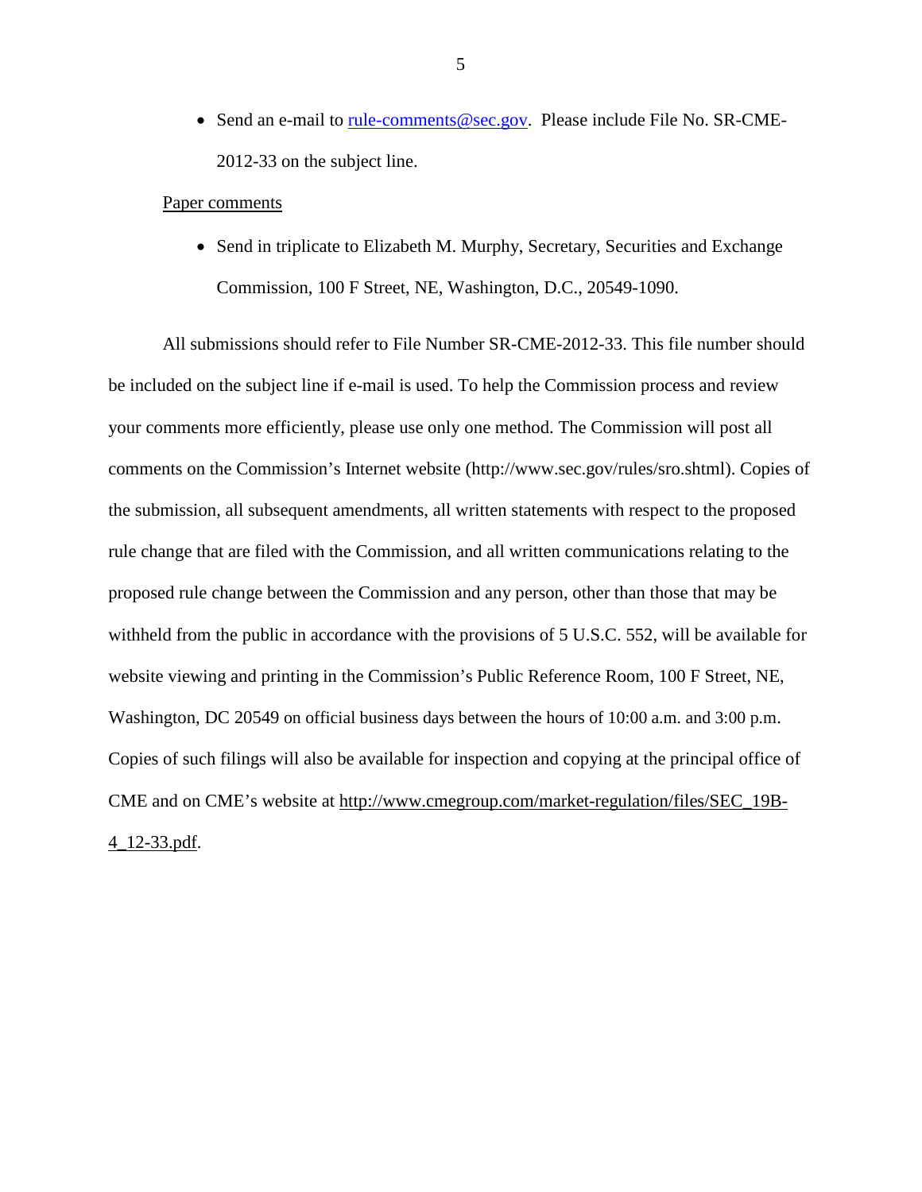- Send an e-mail to rule-comments@sec.gov. Please include File No. SR-CME-2012-33 on the subject line.

Paper comments

- Send in triplicate to Elizabeth M. Murphy, Secretary, Securities and Exchange Commission, 100 F Street, NE, Washington, D.C., 20549-1090.

All submissions should refer to File Number SR-CME-2012-33. This file number should be included on the subject line if e-mail is used. To help the Commission process and review your comments more efficiently, please use only one method. The Commission will post all comments on the Commission's Internet website (http://www.sec.gov/rules/sro.shtml). Copies of the submission, all subsequent amendments, all written statements with respect to the proposed rule change that are filed with the Commission, and all written communications relating to the proposed rule change between the Commission and any person, other than those that may be withheld from the public in accordance with the provisions of 5 U.S.C. 552, will be available for website viewing and printing in the Commission's Public Reference Room, 100 F Street, NE, Washington, DC 20549 on official business days between the hours of 10:00 a.m. and 3:00 p.m. Copies of such filings will also be available for inspection and copying at the principal office of CME and on CME's website at http://www.cmegroup.com/market-regulation/files/SEC_19B-4_12-33.pdf.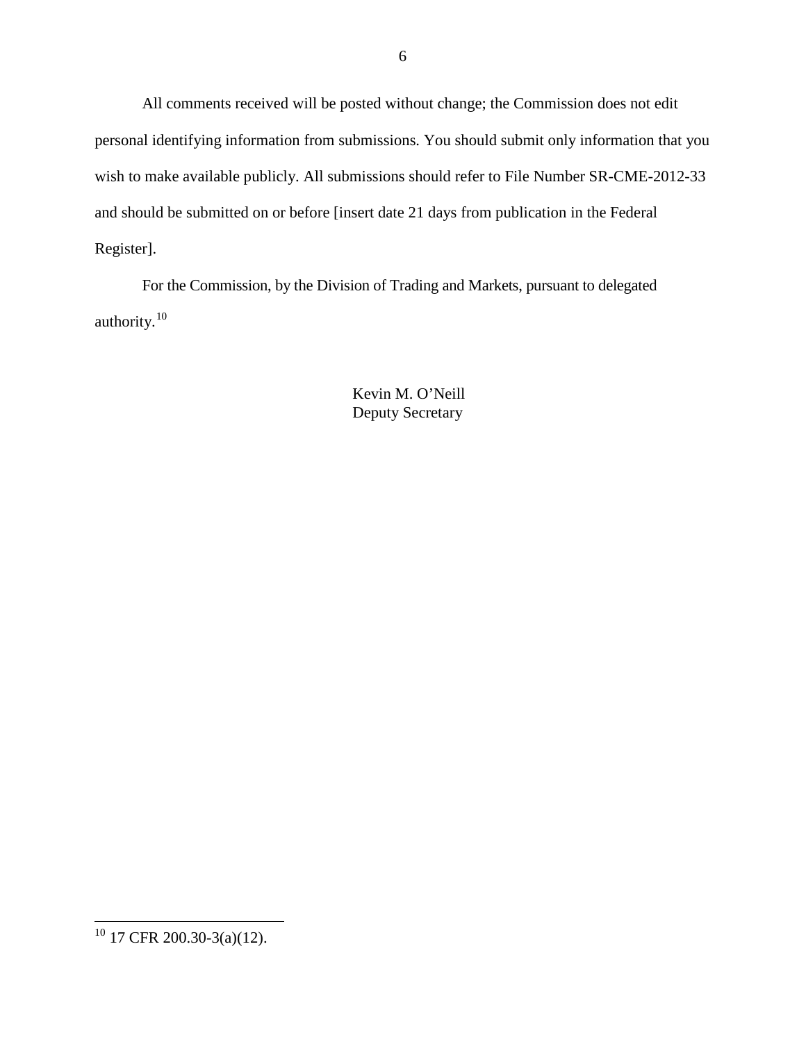All comments received will be posted without change; the Commission does not edit personal identifying information from submissions. You should submit only information that you wish to make available publicly. All submissions should refer to File Number SR-CME-2012-33 and should be submitted on or before [insert date 21 days from publication in the Federal Register].

For the Commission, by the Division of Trading and Markets, pursuant to delegated authority.[10]

Kevin M. O'Neill
Deputy Secretary

---

[10] 17 CFR 200.30-3(a)(12).